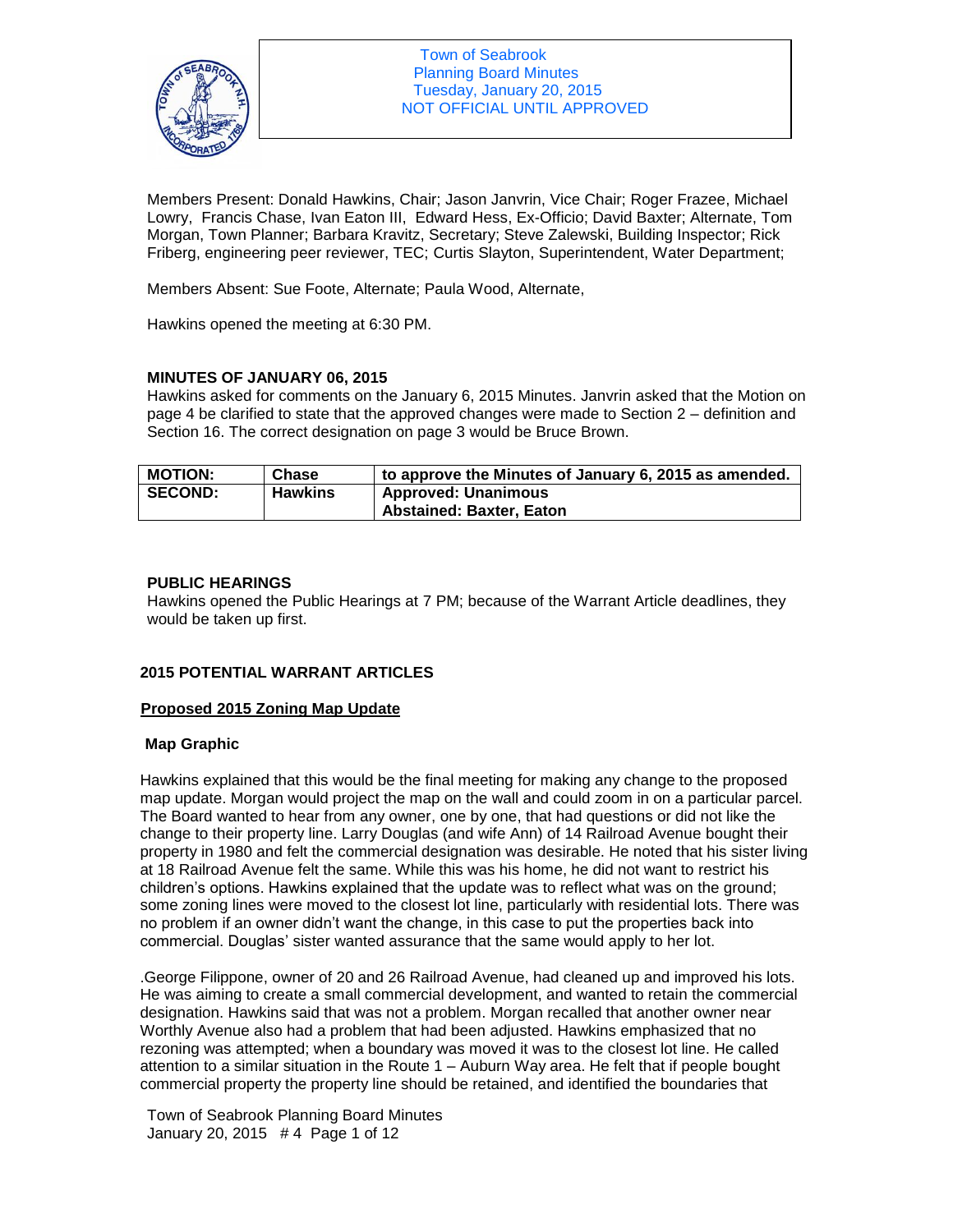Town of Seabrook
Planning Board Minutes
Tuesday, January 20, 2015
NOT OFFICIAL UNTIL APPROVED

Members Present: Donald Hawkins, Chair; Jason Janvrin, Vice Chair; Roger Frazee, Michael Lowry, Francis Chase, Ivan Eaton III, Edward Hess, Ex-Officio; David Baxter; Alternate, Tom Morgan, Town Planner; Barbara Kravitz, Secretary; Steve Zalewski, Building Inspector; Rick Friberg, engineering peer reviewer, TEC; Curtis Slayton, Superintendent, Water Department;

Members Absent: Sue Foote, Alternate; Paula Wood, Alternate,

Hawkins opened the meeting at 6:30 PM.

**MINUTES OF JANUARY 06, 2015**

Hawkins asked for comments on the January 6, 2015 Minutes. Janvrin asked that the Motion on page 4 be clarified to state that the approved changes were made to Section 2 – definition and Section 16. The correct designation on page 3 would be Bruce Brown.

| **MOTION:** | **Chase** | **to approve the Minutes of January 6, 2015 as amended.** |
|---|---|---|
| **SECOND:** | **Hawkins** | **Approved: Unanimous**<br>**Abstained: Baxter, Eaton** |

**PUBLIC HEARINGS**

Hawkins opened the Public Hearings at 7 PM; because of the Warrant Article deadlines, they would be taken up first.

**2015 POTENTIAL WARRANT ARTICLES**

**Proposed 2015 Zoning Map Update**

**Map Graphic**

Hawkins explained that this would be the final meeting for making any change to the proposed map update. Morgan would project the map on the wall and could zoom in on a particular parcel. The Board wanted to hear from any owner, one by one, that had questions or did not like the change to their property line. Larry Douglas (and wife Ann) of 14 Railroad Avenue bought their property in 1980 and felt the commercial designation was desirable. He noted that his sister living at 18 Railroad Avenue felt the same. While this was his home, he did not want to restrict his children's options. Hawkins explained that the update was to reflect what was on the ground; some zoning lines were moved to the closest lot line, particularly with residential lots. There was no problem if an owner didn't want the change, in this case to put the properties back into commercial. Douglas' sister wanted assurance that the same would apply to her lot.

.George Filippone, owner of 20 and 26 Railroad Avenue, had cleaned up and improved his lots. He was aiming to create a small commercial development, and wanted to retain the commercial designation. Hawkins said that was not a problem. Morgan recalled that another owner near Worthly Avenue also had a problem that had been adjusted. Hawkins emphasized that no rezoning was attempted; when a boundary was moved it was to the closest lot line. He called attention to a similar situation in the Route 1 – Auburn Way area. He felt that if people bought commercial property the property line should be retained, and identified the boundaries that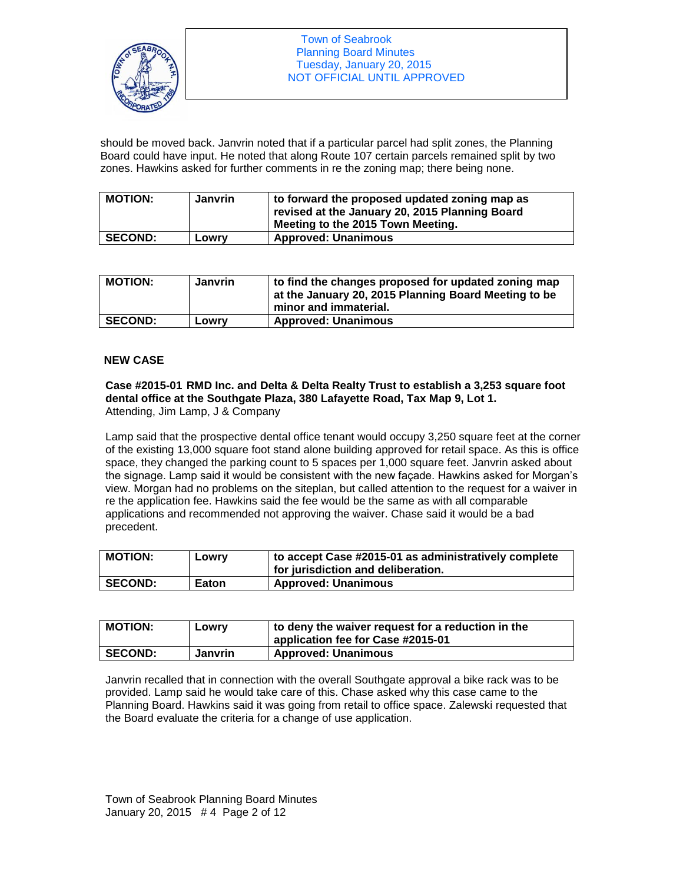should be moved back. Janvrin noted that if a particular parcel had split zones, the Planning Board could have input. He noted that along Route 107 certain parcels remained split by two zones. Hawkins asked for further comments in re the zoning map; there being none.

| **MOTION:** | **Janvrin** | **to forward the proposed updated zoning map as revised at the January 20, 2015 Planning Board Meeting to the 2015 Town Meeting.** |
|---|---|---|
| **SECOND:** | **Lowry** | **Approved: Unanimous** |

| **MOTION:** | **Janvrin** | **to find the changes proposed for updated zoning map at the January 20, 2015 Planning Board Meeting to be minor and immaterial.** |
|---|---|---|
| **SECOND:** | **Lowry** | **Approved: Unanimous** |

## NEW CASE

**Case #2015-01 RMD Inc. and Delta & Delta Realty Trust to establish a 3,253 square foot dental office at the Southgate Plaza, 380 Lafayette Road, Tax Map 9, Lot 1.**
Attending, Jim Lamp, J & Company

Lamp said that the prospective dental office tenant would occupy 3,250 square feet at the corner of the existing 13,000 square foot stand alone building approved for retail space. As this is office space, they changed the parking count to 5 spaces per 1,000 square feet. Janvrin asked about the signage. Lamp said it would be consistent with the new façade. Hawkins asked for Morgan's view. Morgan had no problems on the siteplan, but called attention to the request for a waiver in re the application fee. Hawkins said the fee would be the same as with all comparable applications and recommended not approving the waiver. Chase said it would be a bad precedent.

| **MOTION:** | **Lowry** | **to accept Case #2015-01 as administratively complete for jurisdiction and deliberation.** |
|---|---|---|
| **SECOND:** | **Eaton** | **Approved: Unanimous** |

| **MOTION:** | **Lowry** | **to deny the waiver request for a reduction in the application fee for Case #2015-01** |
|---|---|---|
| **SECOND:** | **Janvrin** | **Approved: Unanimous** |

Janvrin recalled that in connection with the overall Southgate approval a bike rack was to be provided. Lamp said he would take care of this. Chase asked why this case came to the Planning Board. Hawkins said it was going from retail to office space. Zalewski requested that the Board evaluate the criteria for a change of use application.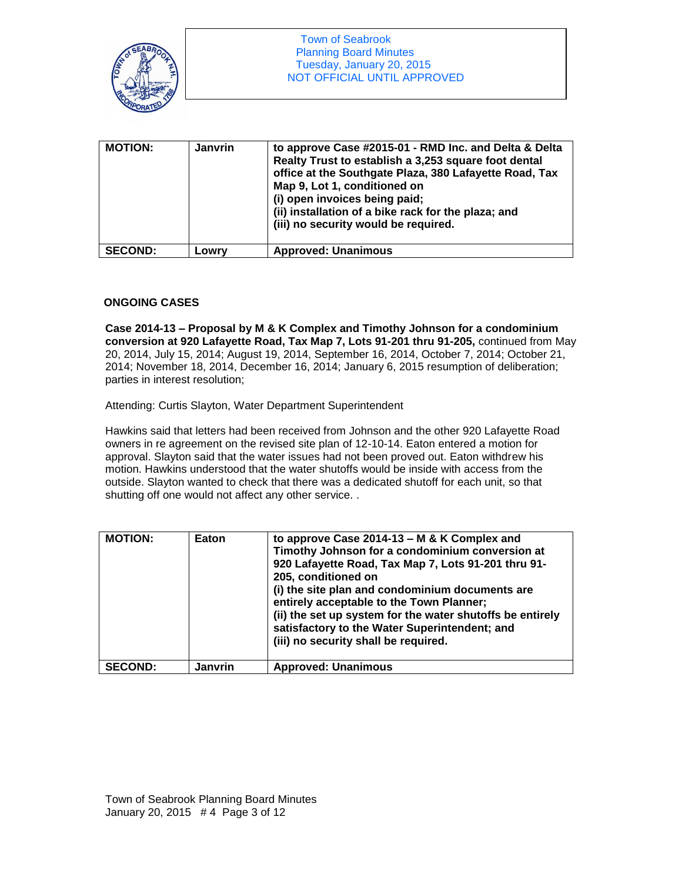| MOTION: | Janvrin | to approve Case #2015-01 - RMD Inc. and Delta & Delta Realty Trust to establish a 3,253 square foot dental office at the Southgate Plaza, 380 Lafayette Road, Tax Map 9, Lot 1, conditioned on (i) open invoices being paid; (ii) installation of a bike rack for the plaza; and (iii) no security would be required. |
|---|---|---|
| SECOND: | Lowry | Approved: Unanimous |

## ONGOING CASES

**Case 2014-13 – Proposal by M & K Complex and Timothy Johnson for a condominium conversion at 920 Lafayette Road, Tax Map 7, Lots 91-201 thru 91-205,** continued from May 20, 2014, July 15, 2014; August 19, 2014, September 16, 2014, October 7, 2014; October 21, 2014; November 18, 2014, December 16, 2014; January 6, 2015 resumption of deliberation; parties in interest resolution;

Attending: Curtis Slayton, Water Department Superintendent

Hawkins said that letters had been received from Johnson and the other 920 Lafayette Road owners in re agreement on the revised site plan of 12-10-14. Eaton entered a motion for approval. Slayton said that the water issues had not been proved out. Eaton withdrew his motion. Hawkins understood that the water shutoffs would be inside with access from the outside. Slayton wanted to check that there was a dedicated shutoff for each unit, so that shutting off one would not affect any other service. .

| MOTION: | Eaton | to approve Case 2014-13 – M & K Complex and Timothy Johnson for a condominium conversion at 920 Lafayette Road, Tax Map 7, Lots 91-201 thru 91-205, conditioned on (i) the site plan and condominium documents are entirely acceptable to the Town Planner; (ii) the set up system for the water shutoffs be entirely satisfactory to the Water Superintendent; and (iii) no security shall be required. |
|---|---|---|
| SECOND: | Janvrin | Approved: Unanimous |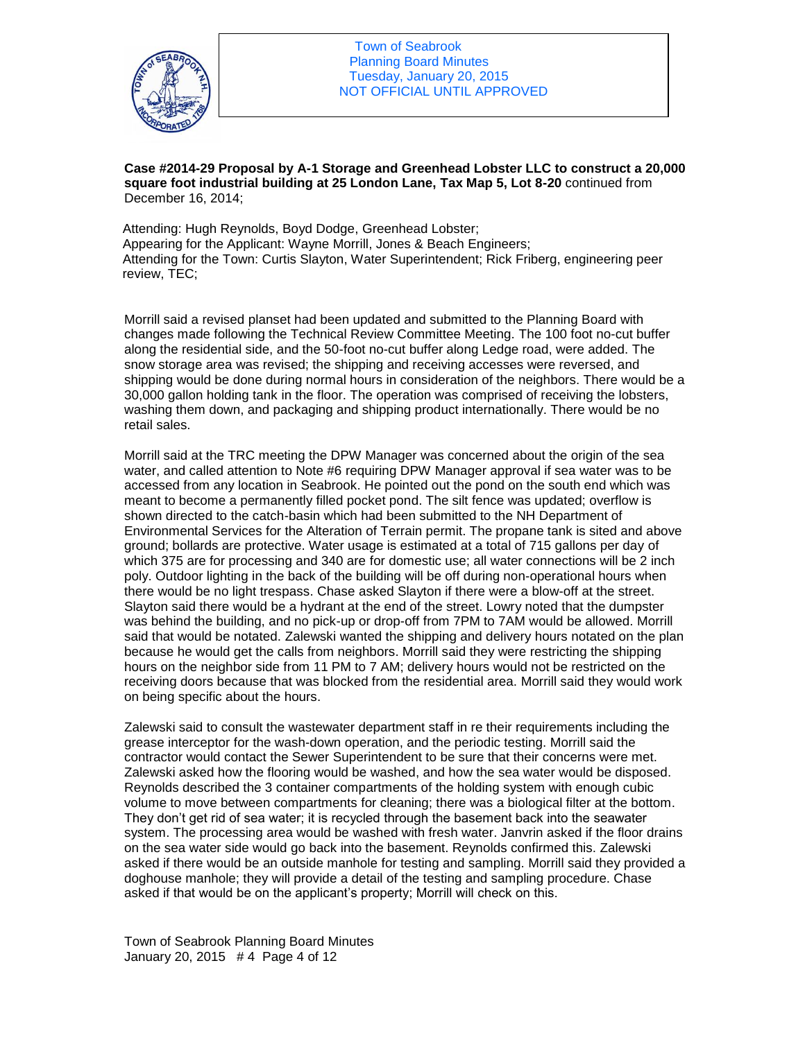Town of Seabrook
Planning Board Minutes
Tuesday, January 20, 2015
NOT OFFICIAL UNTIL APPROVED

**Case #2014-29 Proposal by A-1 Storage and Greenhead Lobster LLC to construct a 20,000 square foot industrial building at 25 London Lane, Tax Map 5, Lot 8-20** continued from December 16, 2014;

Attending: Hugh Reynolds, Boyd Dodge, Greenhead Lobster;
Appearing for the Applicant: Wayne Morrill, Jones & Beach Engineers;
Attending for the Town: Curtis Slayton, Water Superintendent; Rick Friberg, engineering peer review, TEC;

Morrill said a revised planset had been updated and submitted to the Planning Board with changes made following the Technical Review Committee Meeting. The 100 foot no-cut buffer along the residential side, and the 50-foot no-cut buffer along Ledge road, were added. The snow storage area was revised; the shipping and receiving accesses were reversed, and shipping would be done during normal hours in consideration of the neighbors. There would be a 30,000 gallon holding tank in the floor. The operation was comprised of receiving the lobsters, washing them down, and packaging and shipping product internationally. There would be no retail sales.

Morrill said at the TRC meeting the DPW Manager was concerned about the origin of the sea water, and called attention to Note #6 requiring DPW Manager approval if sea water was to be accessed from any location in Seabrook. He pointed out the pond on the south end which was meant to become a permanently filled pocket pond. The silt fence was updated; overflow is shown directed to the catch-basin which had been submitted to the NH Department of Environmental Services for the Alteration of Terrain permit. The propane tank is sited and above ground; bollards are protective. Water usage is estimated at a total of 715 gallons per day of which 375 are for processing and 340 are for domestic use; all water connections will be 2 inch poly. Outdoor lighting in the back of the building will be off during non-operational hours when there would be no light trespass. Chase asked Slayton if there were a blow-off at the street. Slayton said there would be a hydrant at the end of the street. Lowry noted that the dumpster was behind the building, and no pick-up or drop-off from 7PM to 7AM would be allowed. Morrill said that would be notated. Zalewski wanted the shipping and delivery hours notated on the plan because he would get the calls from neighbors. Morrill said they were restricting the shipping hours on the neighbor side from 11 PM to 7 AM; delivery hours would not be restricted on the receiving doors because that was blocked from the residential area. Morrill said they would work on being specific about the hours.

Zalewski said to consult the wastewater department staff in re their requirements including the grease interceptor for the wash-down operation, and the periodic testing. Morrill said the contractor would contact the Sewer Superintendent to be sure that their concerns were met. Zalewski asked how the flooring would be washed, and how the sea water would be disposed. Reynolds described the 3 container compartments of the holding system with enough cubic volume to move between compartments for cleaning; there was a biological filter at the bottom. They don't get rid of sea water; it is recycled through the basement back into the seawater system. The processing area would be washed with fresh water. Janvrin asked if the floor drains on the sea water side would go back into the basement. Reynolds confirmed this. Zalewski asked if there would be an outside manhole for testing and sampling. Morrill said they provided a doghouse manhole; they will provide a detail of the testing and sampling procedure. Chase asked if that would be on the applicant's property; Morrill will check on this.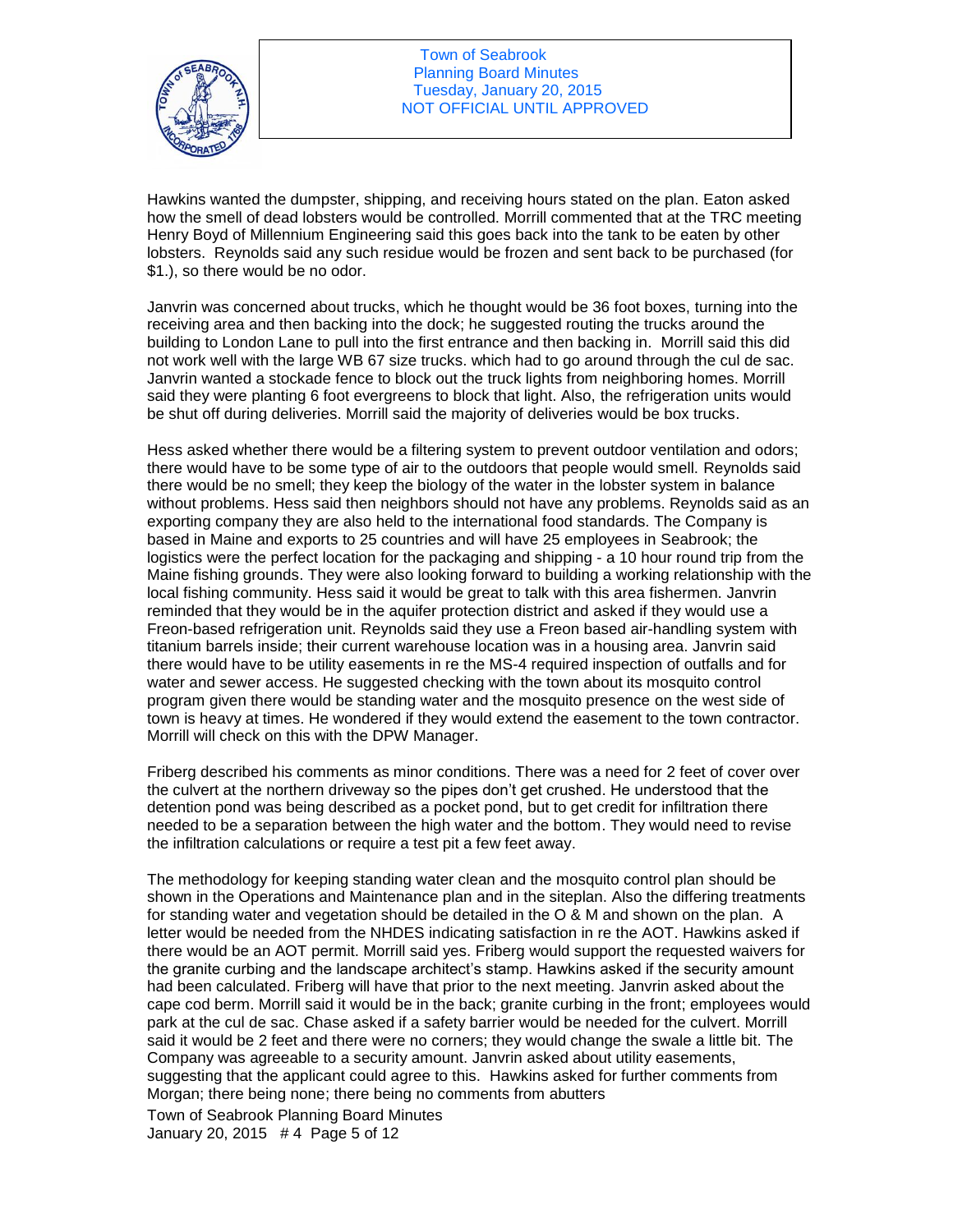Hawkins wanted the dumpster, shipping, and receiving hours stated on the plan. Eaton asked how the smell of dead lobsters would be controlled. Morrill commented that at the TRC meeting Henry Boyd of Millennium Engineering said this goes back into the tank to be eaten by other lobsters. Reynolds said any such residue would be frozen and sent back to be purchased (for $1.), so there would be no odor.

Janvrin was concerned about trucks, which he thought would be 36 foot boxes, turning into the receiving area and then backing into the dock; he suggested routing the trucks around the building to London Lane to pull into the first entrance and then backing in. Morrill said this did not work well with the large WB 67 size trucks. which had to go around through the cul de sac. Janvrin wanted a stockade fence to block out the truck lights from neighboring homes. Morrill said they were planting 6 foot evergreens to block that light. Also, the refrigeration units would be shut off during deliveries. Morrill said the majority of deliveries would be box trucks.

Hess asked whether there would be a filtering system to prevent outdoor ventilation and odors; there would have to be some type of air to the outdoors that people would smell. Reynolds said there would be no smell; they keep the biology of the water in the lobster system in balance without problems. Hess said then neighbors should not have any problems. Reynolds said as an exporting company they are also held to the international food standards. The Company is based in Maine and exports to 25 countries and will have 25 employees in Seabrook; the logistics were the perfect location for the packaging and shipping - a 10 hour round trip from the Maine fishing grounds. They were also looking forward to building a working relationship with the local fishing community. Hess said it would be great to talk with this area fishermen. Janvrin reminded that they would be in the aquifer protection district and asked if they would use a Freon-based refrigeration unit. Reynolds said they use a Freon based air-handling system with titanium barrels inside; their current warehouse location was in a housing area. Janvrin said there would have to be utility easements in re the MS-4 required inspection of outfalls and for water and sewer access. He suggested checking with the town about its mosquito control program given there would be standing water and the mosquito presence on the west side of town is heavy at times. He wondered if they would extend the easement to the town contractor. Morrill will check on this with the DPW Manager.

Friberg described his comments as minor conditions. There was a need for 2 feet of cover over the culvert at the northern driveway so the pipes don't get crushed. He understood that the detention pond was being described as a pocket pond, but to get credit for infiltration there needed to be a separation between the high water and the bottom. They would need to revise the infiltration calculations or require a test pit a few feet away.

The methodology for keeping standing water clean and the mosquito control plan should be shown in the Operations and Maintenance plan and in the siteplan. Also the differing treatments for standing water and vegetation should be detailed in the O & M and shown on the plan. A letter would be needed from the NHDES indicating satisfaction in re the AOT. Hawkins asked if there would be an AOT permit. Morrill said yes. Friberg would support the requested waivers for the granite curbing and the landscape architect's stamp. Hawkins asked if the security amount had been calculated. Friberg will have that prior to the next meeting. Janvrin asked about the cape cod berm. Morrill said it would be in the back; granite curbing in the front; employees would park at the cul de sac. Chase asked if a safety barrier would be needed for the culvert. Morrill said it would be 2 feet and there were no corners; they would change the swale a little bit. The Company was agreeable to a security amount. Janvrin asked about utility easements, suggesting that the applicant could agree to this. Hawkins asked for further comments from Morgan; there being none; there being no comments from abutters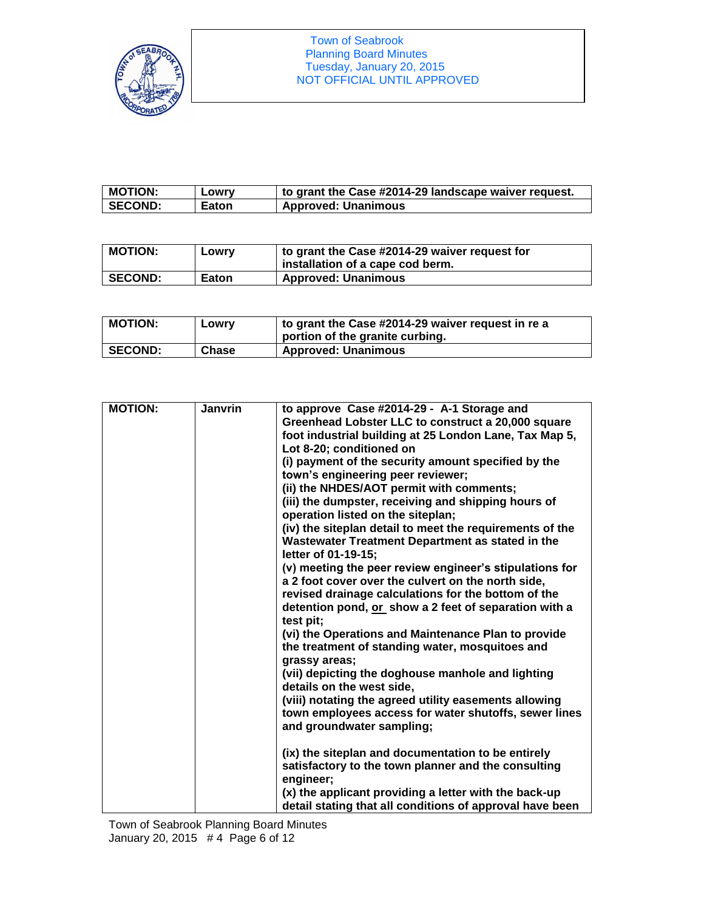| **MOTION:** | **Lowry** | **to grant the Case #2014-29 landscape waiver request.** |
|---|---|---|
| **SECOND:** | **Eaton** | **Approved: Unanimous** |

| **MOTION:** | **Lowry** | **to grant the Case #2014-29 waiver request for installation of a cape cod berm.** |
|---|---|---|
| **SECOND:** | **Eaton** | **Approved: Unanimous** |

| **MOTION:** | **Lowry** | **to grant the Case #2014-29 waiver request in re a portion of the granite curbing.** |
|---|---|---|
| **SECOND:** | **Chase** | **Approved: Unanimous** |

| **MOTION:** | **Janvrin** | **to approve Case #2014-29 - A-1 Storage and Greenhead Lobster LLC to construct a 20,000 square foot industrial building at 25 London Lane, Tax Map 5, Lot 8-20; conditioned on**<br>**(i) payment of the security amount specified by the town's engineering peer reviewer;**<br>**(ii) the NHDES/AOT permit with comments;**<br>**(iii) the dumpster, receiving and shipping hours of operation listed on the siteplan;**<br>**(iv) the siteplan detail to meet the requirements of the Wastewater Treatment Department as stated in the letter of 01-19-15;**<br>**(v) meeting the peer review engineer's stipulations for a 2 foot cover over the culvert on the north side, revised drainage calculations for the bottom of the detention pond, <u>or</u> show a 2 feet of separation with a test pit;**<br>**(vi) the Operations and Maintenance Plan to provide the treatment of standing water, mosquitoes and grassy areas;**<br>**(vii) depicting the doghouse manhole and lighting details on the west side,**<br>**(viii) notating the agreed utility easements allowing town employees access for water shutoffs, sewer lines and groundwater sampling;**<br><br>**(ix) the siteplan and documentation to be entirely satisfactory to the town planner and the consulting engineer;**<br>**(x) the applicant providing a letter with the back-up detail stating that all conditions of approval have been** |
|---|---|---|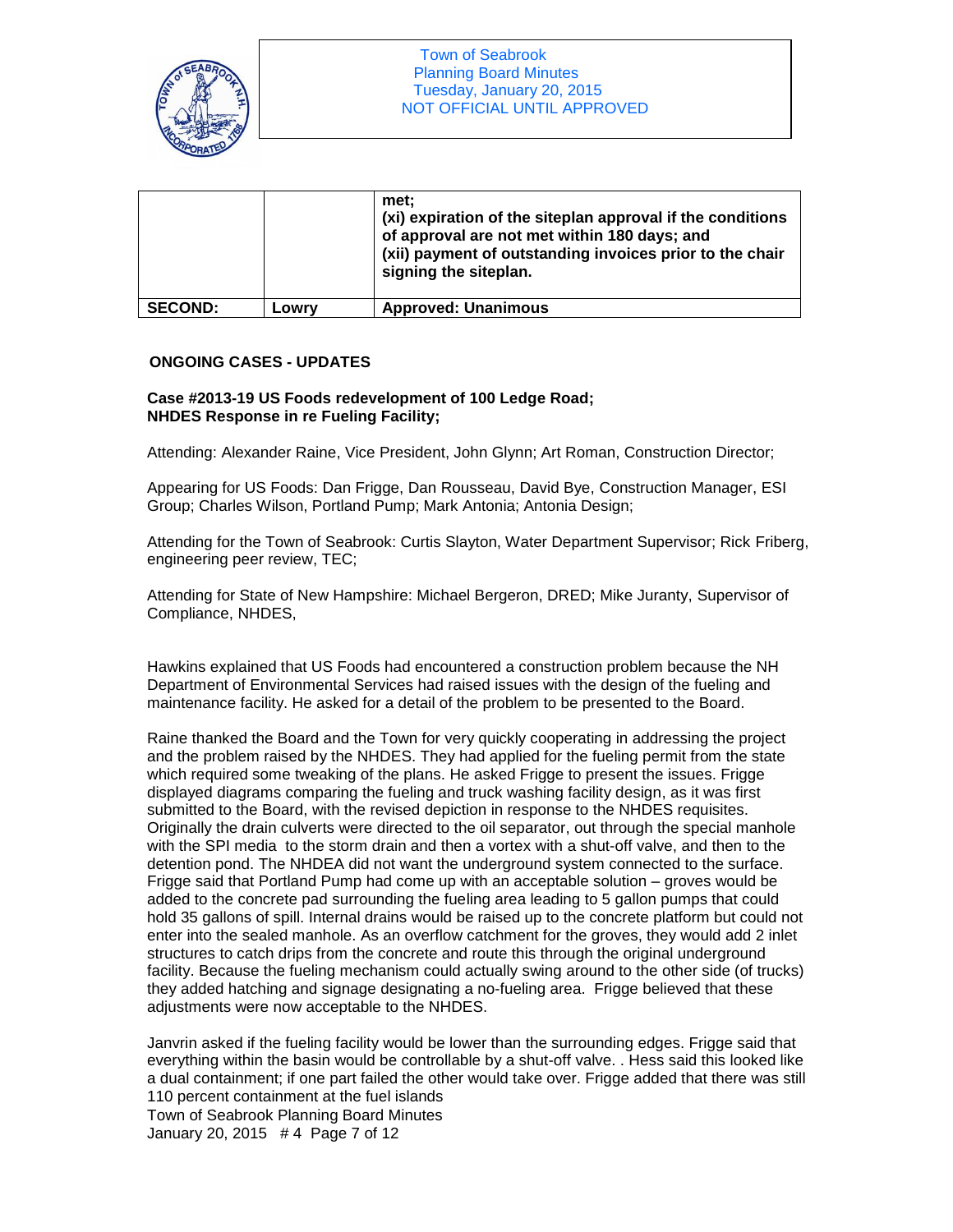|  |  | **met;**<br>**(xi) expiration of the siteplan approval if the conditions of approval are not met within 180 days; and**<br>**(xii) payment of outstanding invoices prior to the chair signing the siteplan.** |
|---|---|---|
| **SECOND:** | **Lowry** | **Approved: Unanimous** |

## ONGOING CASES - UPDATES

**Case #2013-19 US Foods redevelopment of 100 Ledge Road;**
**NHDES Response in re Fueling Facility;**

Attending: Alexander Raine, Vice President, John Glynn; Art Roman, Construction Director;

Appearing for US Foods: Dan Frigge, Dan Rousseau, David Bye, Construction Manager, ESI Group; Charles Wilson, Portland Pump; Mark Antonia; Antonia Design;

Attending for the Town of Seabrook: Curtis Slayton, Water Department Supervisor; Rick Friberg, engineering peer review, TEC;

Attending for State of New Hampshire: Michael Bergeron, DRED; Mike Juranty, Supervisor of Compliance, NHDES,

Hawkins explained that US Foods had encountered a construction problem because the NH Department of Environmental Services had raised issues with the design of the fueling and maintenance facility. He asked for a detail of the problem to be presented to the Board.

Raine thanked the Board and the Town for very quickly cooperating in addressing the project and the problem raised by the NHDES. They had applied for the fueling permit from the state which required some tweaking of the plans. He asked Frigge to present the issues. Frigge displayed diagrams comparing the fueling and truck washing facility design, as it was first submitted to the Board, with the revised depiction in response to the NHDES requisites. Originally the drain culverts were directed to the oil separator, out through the special manhole with the SPI media to the storm drain and then a vortex with a shut-off valve, and then to the detention pond. The NHDEA did not want the underground system connected to the surface. Frigge said that Portland Pump had come up with an acceptable solution – groves would be added to the concrete pad surrounding the fueling area leading to 5 gallon pumps that could hold 35 gallons of spill. Internal drains would be raised up to the concrete platform but could not enter into the sealed manhole. As an overflow catchment for the groves, they would add 2 inlet structures to catch drips from the concrete and route this through the original underground facility. Because the fueling mechanism could actually swing around to the other side (of trucks) they added hatching and signage designating a no-fueling area. Frigge believed that these adjustments were now acceptable to the NHDES.

Janvrin asked if the fueling facility would be lower than the surrounding edges. Frigge said that everything within the basin would be controllable by a shut-off valve. . Hess said this looked like a dual containment; if one part failed the other would take over. Frigge added that there was still 110 percent containment at the fuel islands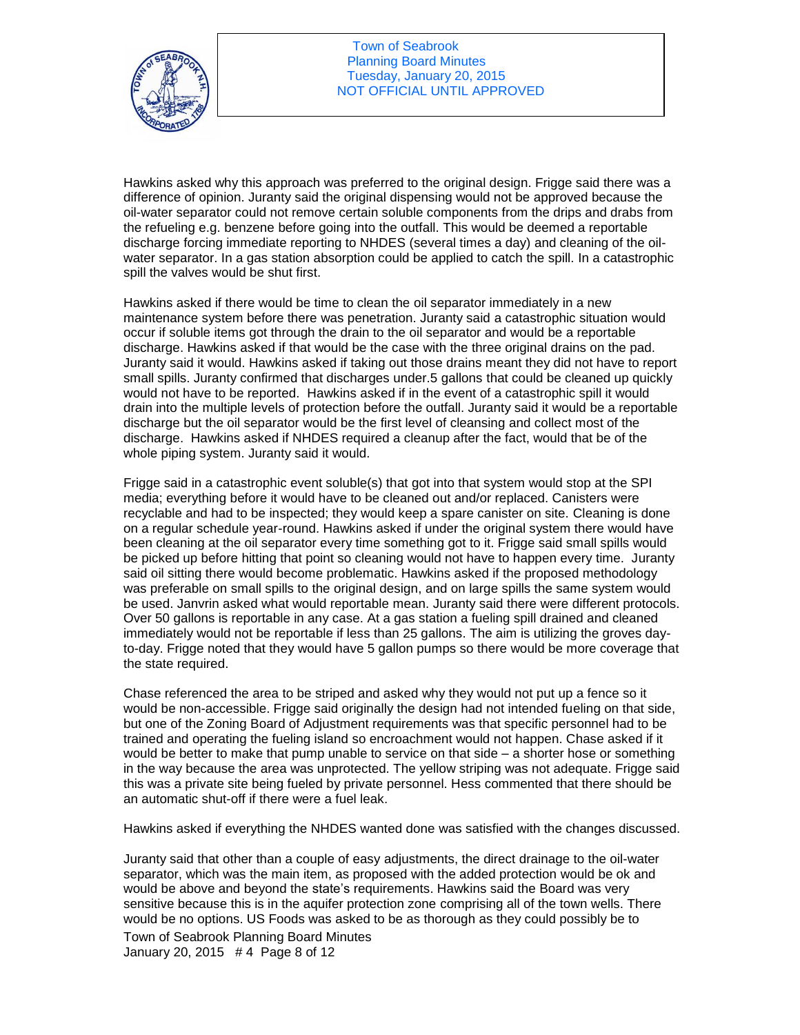Hawkins asked why this approach was preferred to the original design. Frigge said there was a difference of opinion. Juranty said the original dispensing would not be approved because the oil-water separator could not remove certain soluble components from the drips and drabs from the refueling e.g. benzene before going into the outfall. This would be deemed a reportable discharge forcing immediate reporting to NHDES (several times a day) and cleaning of the oil-water separator. In a gas station absorption could be applied to catch the spill. In a catastrophic spill the valves would be shut first.

Hawkins asked if there would be time to clean the oil separator immediately in a new maintenance system before there was penetration. Juranty said a catastrophic situation would occur if soluble items got through the drain to the oil separator and would be a reportable discharge. Hawkins asked if that would be the case with the three original drains on the pad. Juranty said it would. Hawkins asked if taking out those drains meant they did not have to report small spills. Juranty confirmed that discharges under.5 gallons that could be cleaned up quickly would not have to be reported. Hawkins asked if in the event of a catastrophic spill it would drain into the multiple levels of protection before the outfall. Juranty said it would be a reportable discharge but the oil separator would be the first level of cleansing and collect most of the discharge. Hawkins asked if NHDES required a cleanup after the fact, would that be of the whole piping system. Juranty said it would.

Frigge said in a catastrophic event soluble(s) that got into that system would stop at the SPI media; everything before it would have to be cleaned out and/or replaced. Canisters were recyclable and had to be inspected; they would keep a spare canister on site. Cleaning is done on a regular schedule year-round. Hawkins asked if under the original system there would have been cleaning at the oil separator every time something got to it. Frigge said small spills would be picked up before hitting that point so cleaning would not have to happen every time. Juranty said oil sitting there would become problematic. Hawkins asked if the proposed methodology was preferable on small spills to the original design, and on large spills the same system would be used. Janvrin asked what would reportable mean. Juranty said there were different protocols. Over 50 gallons is reportable in any case. At a gas station a fueling spill drained and cleaned immediately would not be reportable if less than 25 gallons. The aim is utilizing the groves day-to-day. Frigge noted that they would have 5 gallon pumps so there would be more coverage that the state required.

Chase referenced the area to be striped and asked why they would not put up a fence so it would be non-accessible. Frigge said originally the design had not intended fueling on that side, but one of the Zoning Board of Adjustment requirements was that specific personnel had to be trained and operating the fueling island so encroachment would not happen. Chase asked if it would be better to make that pump unable to service on that side – a shorter hose or something in the way because the area was unprotected. The yellow striping was not adequate. Frigge said this was a private site being fueled by private personnel. Hess commented that there should be an automatic shut-off if there were a fuel leak.

Hawkins asked if everything the NHDES wanted done was satisfied with the changes discussed.

Juranty said that other than a couple of easy adjustments, the direct drainage to the oil-water separator, which was the main item, as proposed with the added protection would be ok and would be above and beyond the state's requirements. Hawkins said the Board was very sensitive because this is in the aquifer protection zone comprising all of the town wells. There would be no options. US Foods was asked to be as thorough as they could possibly be to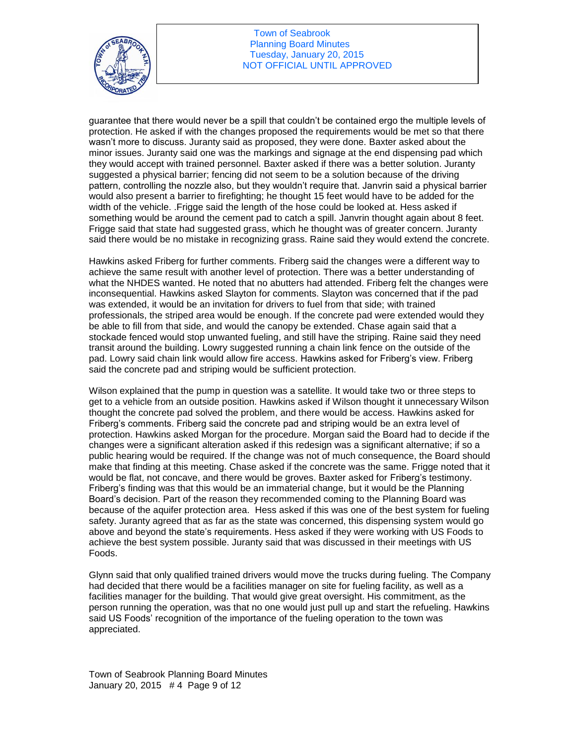guarantee that there would never be a spill that couldn't be contained ergo the multiple levels of protection. He asked if with the changes proposed the requirements would be met so that there wasn't more to discuss. Juranty said as proposed, they were done. Baxter asked about the minor issues. Juranty said one was the markings and signage at the end dispensing pad which they would accept with trained personnel. Baxter asked if there was a better solution. Juranty suggested a physical barrier; fencing did not seem to be a solution because of the driving pattern, controlling the nozzle also, but they wouldn't require that. Janvrin said a physical barrier would also present a barrier to firefighting; he thought 15 feet would have to be added for the width of the vehicle. .Frigge said the length of the hose could be looked at. Hess asked if something would be around the cement pad to catch a spill. Janvrin thought again about 8 feet. Frigge said that state had suggested grass, which he thought was of greater concern. Juranty said there would be no mistake in recognizing grass. Raine said they would extend the concrete.

Hawkins asked Friberg for further comments. Friberg said the changes were a different way to achieve the same result with another level of protection. There was a better understanding of what the NHDES wanted. He noted that no abutters had attended. Friberg felt the changes were inconsequential. Hawkins asked Slayton for comments. Slayton was concerned that if the pad was extended, it would be an invitation for drivers to fuel from that side; with trained professionals, the striped area would be enough. If the concrete pad were extended would they be able to fill from that side, and would the canopy be extended. Chase again said that a stockade fenced would stop unwanted fueling, and still have the striping. Raine said they need transit around the building. Lowry suggested running a chain link fence on the outside of the pad. Lowry said chain link would allow fire access. Hawkins asked for Friberg's view. Friberg said the concrete pad and striping would be sufficient protection.

Wilson explained that the pump in question was a satellite. It would take two or three steps to get to a vehicle from an outside position. Hawkins asked if Wilson thought it unnecessary Wilson thought the concrete pad solved the problem, and there would be access. Hawkins asked for Friberg's comments. Friberg said the concrete pad and striping would be an extra level of protection. Hawkins asked Morgan for the procedure. Morgan said the Board had to decide if the changes were a significant alteration asked if this redesign was a significant alternative; if so a public hearing would be required. If the change was not of much consequence, the Board should make that finding at this meeting. Chase asked if the concrete was the same. Frigge noted that it would be flat, not concave, and there would be groves. Baxter asked for Friberg's testimony. Friberg's finding was that this would be an immaterial change, but it would be the Planning Board's decision. Part of the reason they recommended coming to the Planning Board was because of the aquifer protection area. Hess asked if this was one of the best system for fueling safety. Juranty agreed that as far as the state was concerned, this dispensing system would go above and beyond the state's requirements. Hess asked if they were working with US Foods to achieve the best system possible. Juranty said that was discussed in their meetings with US Foods.

Glynn said that only qualified trained drivers would move the trucks during fueling. The Company had decided that there would be a facilities manager on site for fueling facility, as well as a facilities manager for the building. That would give great oversight. His commitment, as the person running the operation, was that no one would just pull up and start the refueling. Hawkins said US Foods' recognition of the importance of the fueling operation to the town was appreciated.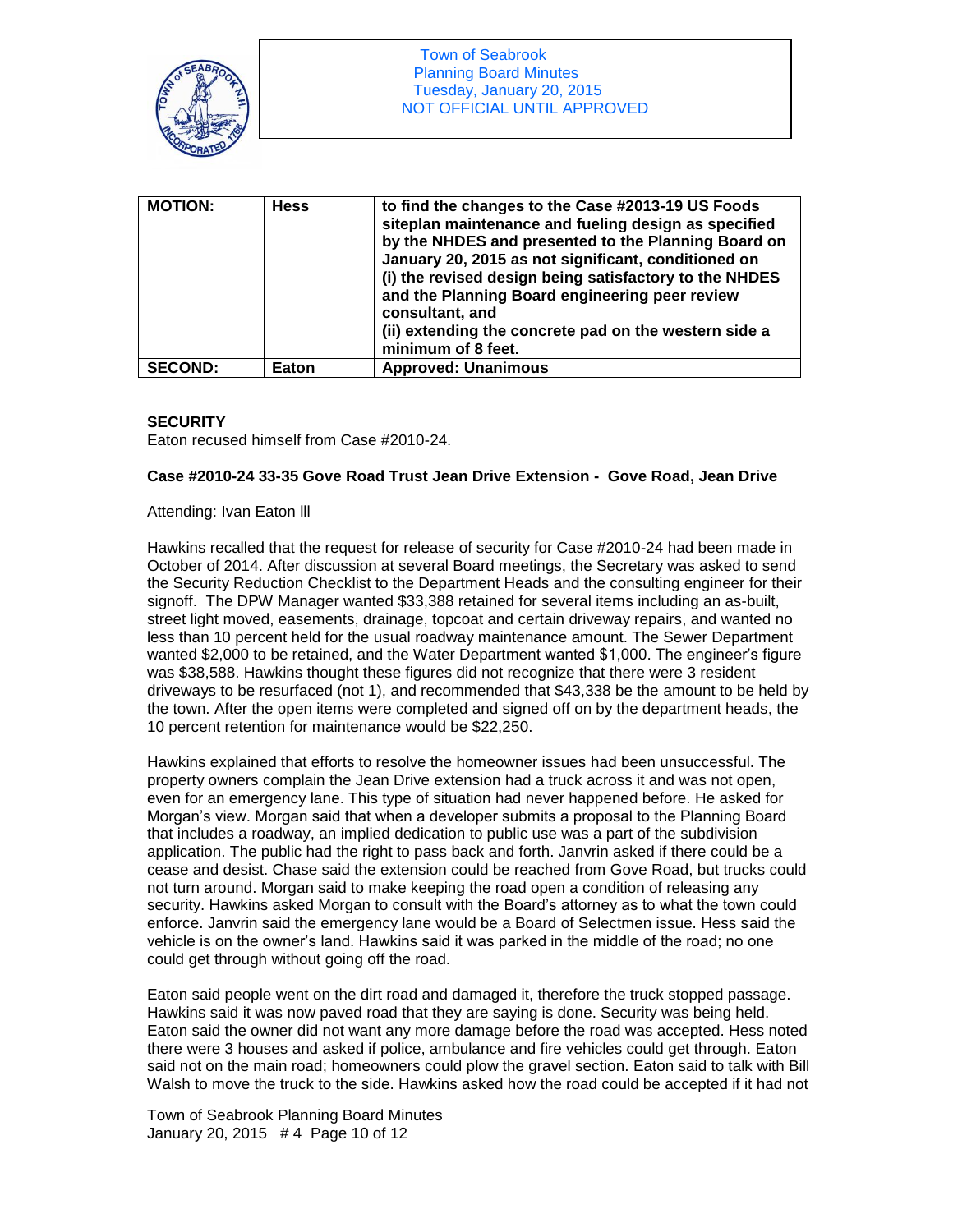| MOTION: | Hess | to find the changes to the Case #2013-19 US Foods siteplan maintenance and fueling design as specified by the NHDES and presented to the Planning Board on January 20, 2015 as not significant, conditioned on (i) the revised design being satisfactory to the NHDES and the Planning Board engineering peer review consultant, and (ii) extending the concrete pad on the western side a minimum of 8 feet. |
|---|---|---|
| SECOND: | Eaton | Approved: Unanimous |

**SECURITY**

Eaton recused himself from Case #2010-24.

**Case #2010-24 33-35 Gove Road Trust Jean Drive Extension - Gove Road, Jean Drive**

Attending: Ivan Eaton lll

Hawkins recalled that the request for release of security for Case #2010-24 had been made in October of 2014. After discussion at several Board meetings, the Secretary was asked to send the Security Reduction Checklist to the Department Heads and the consulting engineer for their signoff. The DPW Manager wanted $33,388 retained for several items including an as-built, street light moved, easements, drainage, topcoat and certain driveway repairs, and wanted no less than 10 percent held for the usual roadway maintenance amount. The Sewer Department wanted $2,000 to be retained, and the Water Department wanted $1,000. The engineer's figure was $38,588. Hawkins thought these figures did not recognize that there were 3 resident driveways to be resurfaced (not 1), and recommended that $43,338 be the amount to be held by the town. After the open items were completed and signed off on by the department heads, the 10 percent retention for maintenance would be $22,250.

Hawkins explained that efforts to resolve the homeowner issues had been unsuccessful. The property owners complain the Jean Drive extension had a truck across it and was not open, even for an emergency lane. This type of situation had never happened before. He asked for Morgan's view. Morgan said that when a developer submits a proposal to the Planning Board that includes a roadway, an implied dedication to public use was a part of the subdivision application. The public had the right to pass back and forth. Janvrin asked if there could be a cease and desist. Chase said the extension could be reached from Gove Road, but trucks could not turn around. Morgan said to make keeping the road open a condition of releasing any security. Hawkins asked Morgan to consult with the Board's attorney as to what the town could enforce. Janvrin said the emergency lane would be a Board of Selectmen issue. Hess said the vehicle is on the owner's land. Hawkins said it was parked in the middle of the road; no one could get through without going off the road.

Eaton said people went on the dirt road and damaged it, therefore the truck stopped passage. Hawkins said it was now paved road that they are saying is done. Security was being held. Eaton said the owner did not want any more damage before the road was accepted. Hess noted there were 3 houses and asked if police, ambulance and fire vehicles could get through. Eaton said not on the main road; homeowners could plow the gravel section. Eaton said to talk with Bill Walsh to move the truck to the side. Hawkins asked how the road could be accepted if it had not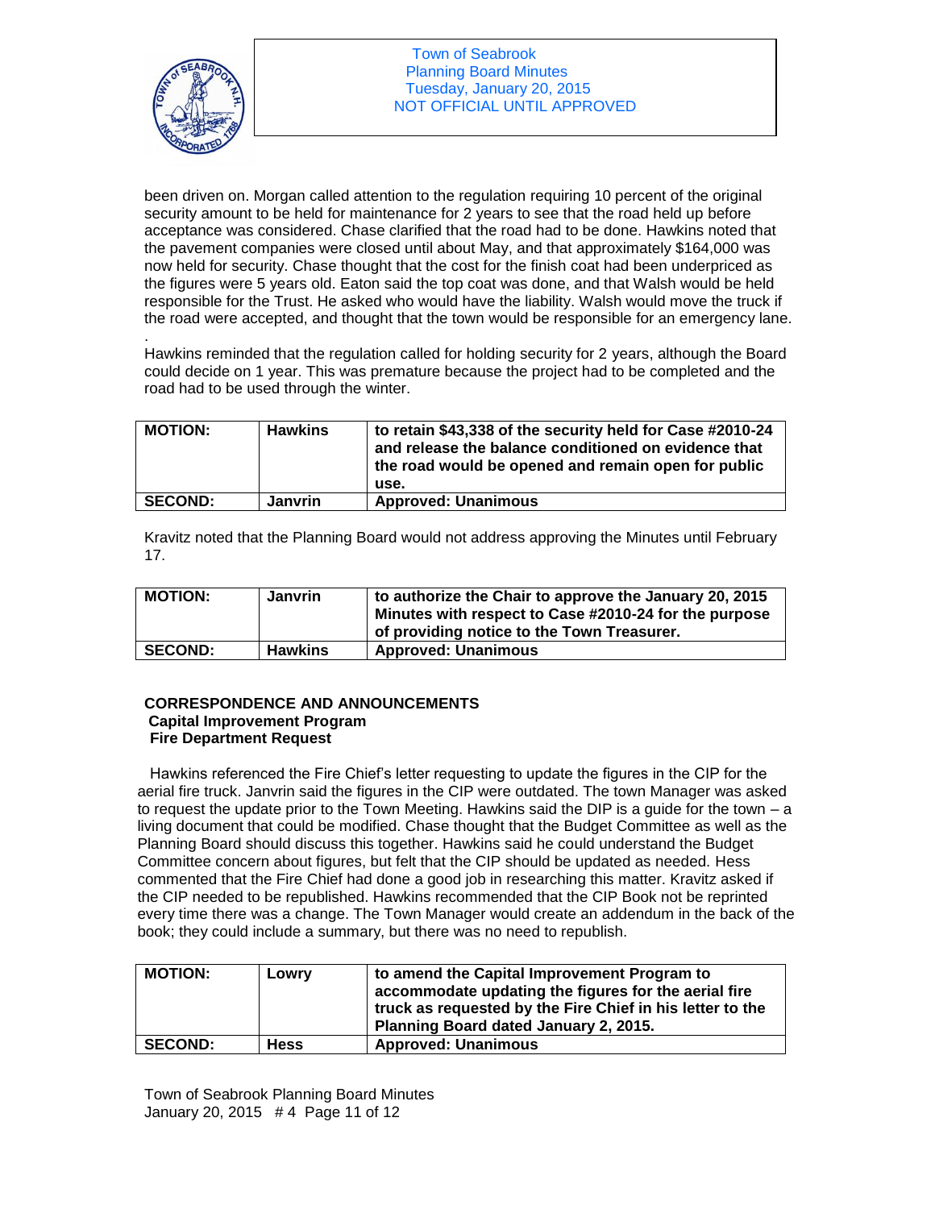been driven on. Morgan called attention to the regulation requiring 10 percent of the original security amount to be held for maintenance for 2 years to see that the road held up before acceptance was considered. Chase clarified that the road had to be done. Hawkins noted that the pavement companies were closed until about May, and that approximately $164,000 was now held for security. Chase thought that the cost for the finish coat had been underpriced as the figures were 5 years old. Eaton said the top coat was done, and that Walsh would be held responsible for the Trust. He asked who would have the liability. Walsh would move the truck if the road were accepted, and thought that the town would be responsible for an emergency lane.

.

Hawkins reminded that the regulation called for holding security for 2 years, although the Board could decide on 1 year. This was premature because the project had to be completed and the road had to be used through the winter.

| **MOTION:** | **Hawkins** | **to retain $43,338 of the security held for Case #2010-24 and release the balance conditioned on evidence that the road would be opened and remain open for public use.** |
|---|---|---|
| **SECOND:** | **Janvrin** | **Approved: Unanimous** |

Kravitz noted that the Planning Board would not address approving the Minutes until February 17.

| **MOTION:** | **Janvrin** | **to authorize the Chair to approve the January 20, 2015 Minutes with respect to Case #2010-24 for the purpose of providing notice to the Town Treasurer.** |
|---|---|---|
| **SECOND:** | **Hawkins** | **Approved: Unanimous** |

**CORRESPONDENCE AND ANNOUNCEMENTS**
**Capital Improvement Program**
**Fire Department Request**

Hawkins referenced the Fire Chief's letter requesting to update the figures in the CIP for the aerial fire truck. Janvrin said the figures in the CIP were outdated. The town Manager was asked to request the update prior to the Town Meeting. Hawkins said the DIP is a guide for the town – a living document that could be modified. Chase thought that the Budget Committee as well as the Planning Board should discuss this together. Hawkins said he could understand the Budget Committee concern about figures, but felt that the CIP should be updated as needed. Hess commented that the Fire Chief had done a good job in researching this matter. Kravitz asked if the CIP needed to be republished. Hawkins recommended that the CIP Book not be reprinted every time there was a change. The Town Manager would create an addendum in the back of the book; they could include a summary, but there was no need to republish.

| **MOTION:** | **Lowry** | **to amend the Capital Improvement Program to accommodate updating the figures for the aerial fire truck as requested by the Fire Chief in his letter to the Planning Board dated January 2, 2015.** |
|---|---|---|
| **SECOND:** | **Hess** | **Approved: Unanimous** |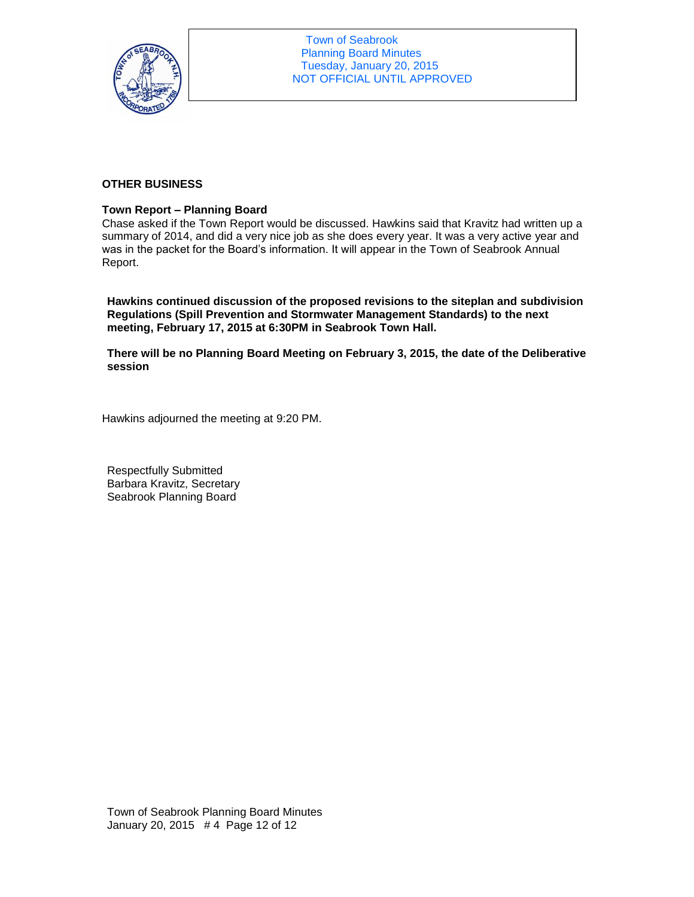## OTHER BUSINESS

**Town Report – Planning Board**

Chase asked if the Town Report would be discussed. Hawkins said that Kravitz had written up a summary of 2014, and did a very nice job as she does every year. It was a very active year and was in the packet for the Board's information. It will appear in the Town of Seabrook Annual Report.

**Hawkins continued discussion of the proposed revisions to the siteplan and subdivision Regulations (Spill Prevention and Stormwater Management Standards) to the next meeting, February 17, 2015 at 6:30PM in Seabrook Town Hall.**

**There will be no Planning Board Meeting on February 3, 2015, the date of the Deliberative session**

Hawkins adjourned the meeting at 9:20 PM.

Respectfully Submitted
Barbara Kravitz, Secretary
Seabrook Planning Board